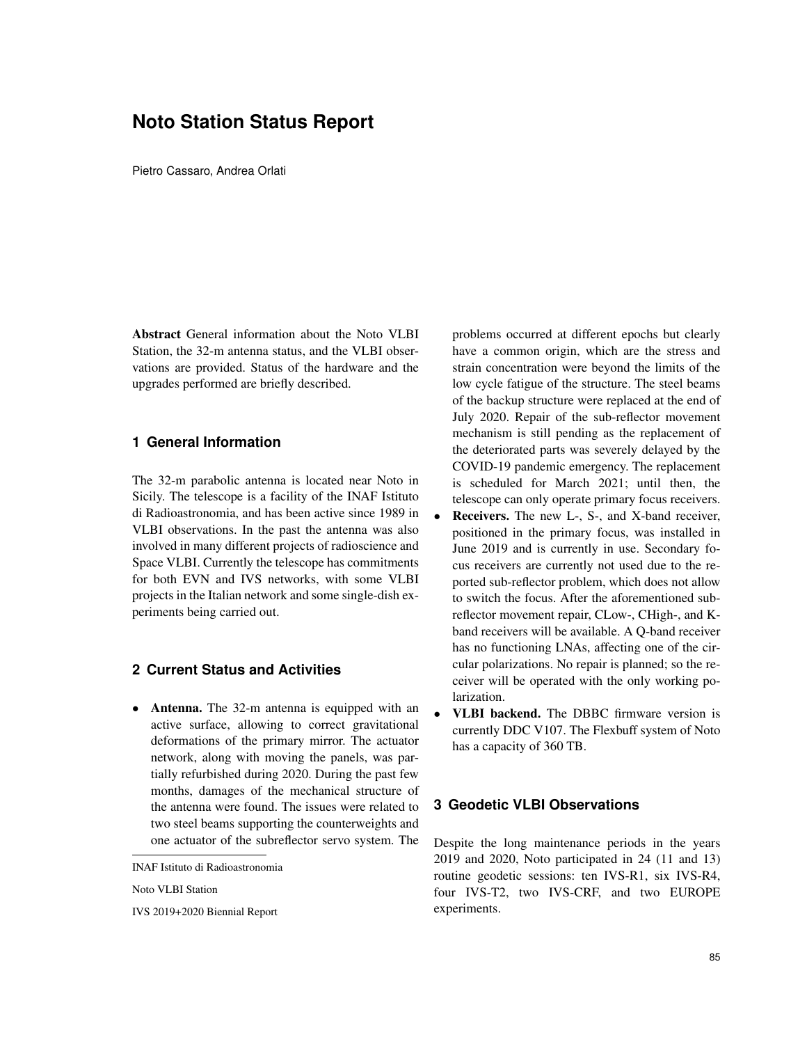# Noto Station Status Report

Pietro Cassaro, Andrea Orlati

**Abstract** General information about the Noto VLBI Station, the 32-m antenna status, and the VLBI observations are provided. Status of the hardware and the upgrades performed are briefly described.

## 1 General Information

The 32-m parabolic antenna is located near Noto in Sicily. The telescope is a facility of the INAF Istituto di Radioastronomia, and has been active since 1989 in VLBI observations. In the past the antenna was also involved in many different projects of radioscience and Space VLBI. Currently the telescope has commitments for both EVN and IVS networks, with some VLBI projects in the Italian network and some single-dish experiments being carried out.

## 2 Current Status and Activities

- **Antenna.** The 32-m antenna is equipped with an active surface, allowing to correct gravitational deformations of the primary mirror. The actuator network, along with moving the panels, was partially refurbished during 2020. During the past few months, damages of the mechanical structure of the antenna were found. The issues were related to two steel beams supporting the counterweights and one actuator of the subreflector servo system. The problems occurred at different epochs but clearly have a common origin, which are the stress and strain concentration were beyond the limits of the low cycle fatigue of the structure. The steel beams of the backup structure were replaced at the end of July 2020. Repair of the sub-reflector movement mechanism is still pending as the replacement of the deteriorated parts was severely delayed by the COVID-19 pandemic emergency. The replacement is scheduled for March 2021; until then, the telescope can only operate primary focus receivers.
- **Receivers.** The new L-, S-, and X-band receiver, positioned in the primary focus, was installed in June 2019 and is currently in use. Secondary focus receivers are currently not used due to the reported sub-reflector problem, which does not allow to switch the focus. After the aforementioned sub-reflector movement repair, CLow-, CHigh-, and K-band receivers will be available. A Q-band receiver has no functioning LNAs, affecting one of the circular polarizations. No repair is planned; so the receiver will be operated with the only working polarization.
- **VLBI backend.** The DBBC firmware version is currently DDC V107. The Flexbuff system of Noto has a capacity of 360 TB.

## 3 Geodetic VLBI Observations

Despite the long maintenance periods in the years 2019 and 2020, Noto participated in 24 (11 and 13) routine geodetic sessions: ten IVS-R1, six IVS-R4, four IVS-T2, two IVS-CRF, and two EUROPE experiments.

INAF Istituto di Radioastronomia

Noto VLBI Station

IVS 2019+2020 Biennial Report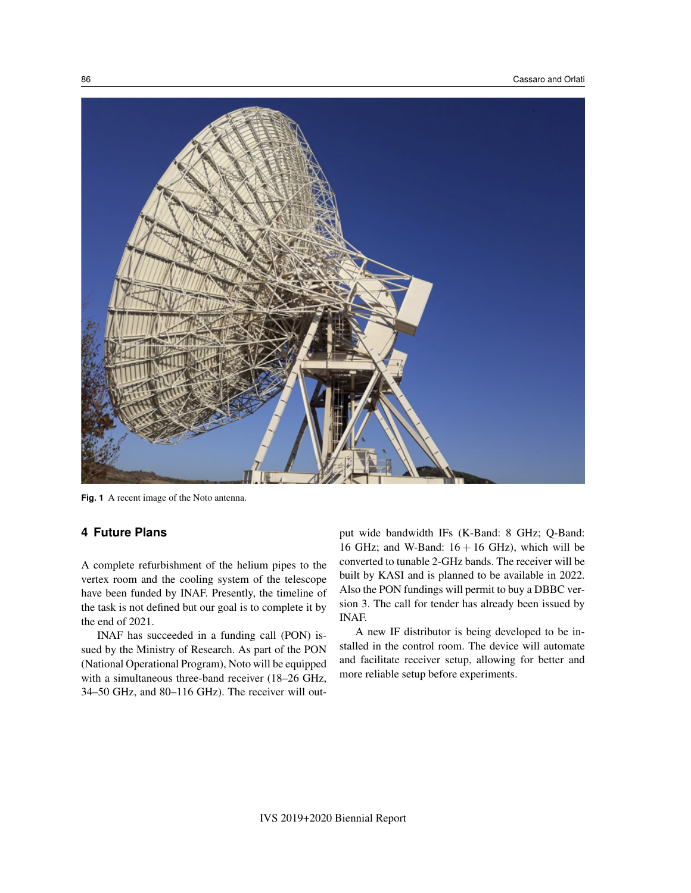Fig. 1 A recent image of the Noto antenna.

## 4 Future Plans

A complete refurbishment of the helium pipes to the vertex room and the cooling system of the telescope have been funded by INAF. Presently, the timeline of the task is not defined but our goal is to complete it by the end of 2021.

INAF has succeeded in a funding call (PON) issued by the Ministry of Research. As part of the PON (National Operational Program), Noto will be equipped with a simultaneous three-band receiver (18–26 GHz, 34–50 GHz, and 80–116 GHz). The receiver will output wide bandwidth IFs (K-Band: 8 GHz; Q-Band: 16 GHz; and W-Band: $16+16$ GHz), which will be converted to tunable 2-GHz bands. The receiver will be built by KASI and is planned to be available in 2022. Also the PON fundings will permit to buy a DBBC version 3. The call for tender has already been issued by INAF.

A new IF distributor is being developed to be installed in the control room. The device will automate and facilitate receiver setup, allowing for better and more reliable setup before experiments.